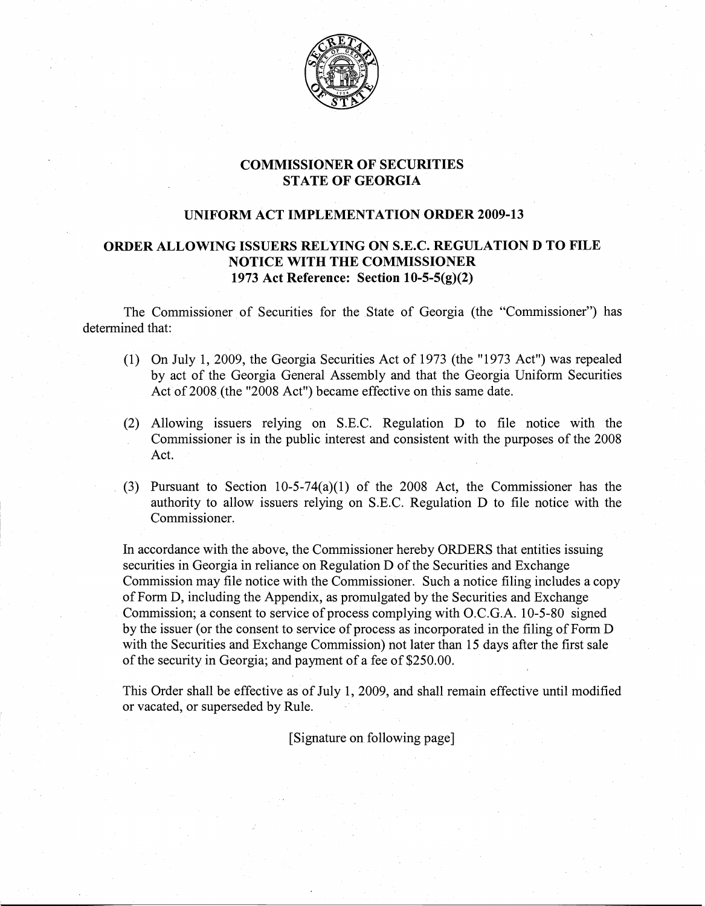# COMMISSIONER OF SECURITIES
# STATE OF GEORGIA

## UNIFORM ACT IMPLEMENTATION ORDER 2009-13

## ORDER ALLOWING ISSUERS RELYING ON S.E.C. REGULATION D TO FILE NOTICE WITH THE COMMISSIONER
### 1973 Act Reference: Section 10-5-5(g)(2)

The Commissioner of Securities for the State of Georgia (the "Commissioner") has determined that:

(1) On July 1, 2009, the Georgia Securities Act of 1973 (the "1973 Act") was repealed by act of the Georgia General Assembly and that the Georgia Uniform Securities Act of 2008 (the "2008 Act") became effective on this same date.

(2) Allowing issuers relying on S.E.C. Regulation D to file notice with the Commissioner is in the public interest and consistent with the purposes of the 2008 Act.

(3) Pursuant to Section 10-5-74(a)(1) of the 2008 Act, the Commissioner has the authority to allow issuers relying on S.E.C. Regulation D to file notice with the Commissioner.

In accordance with the above, the Commissioner hereby ORDERS that entities issuing securities in Georgia in reliance on Regulation D of the Securities and Exchange Commission may file notice with the Commissioner. Such a notice filing includes a copy of Form D, including the Appendix, as promulgated by the Securities and Exchange Commission; a consent to service of process complying with O.C.G.A. 10-5-80 signed by the issuer (or the consent to service of process as incorporated in the filing of Form D with the Securities and Exchange Commission) not later than 15 days after the first sale of the security in Georgia; and payment of a fee of $250.00.

This Order shall be effective as of July 1, 2009, and shall remain effective until modified or vacated, or superseded by Rule.

[Signature on following page]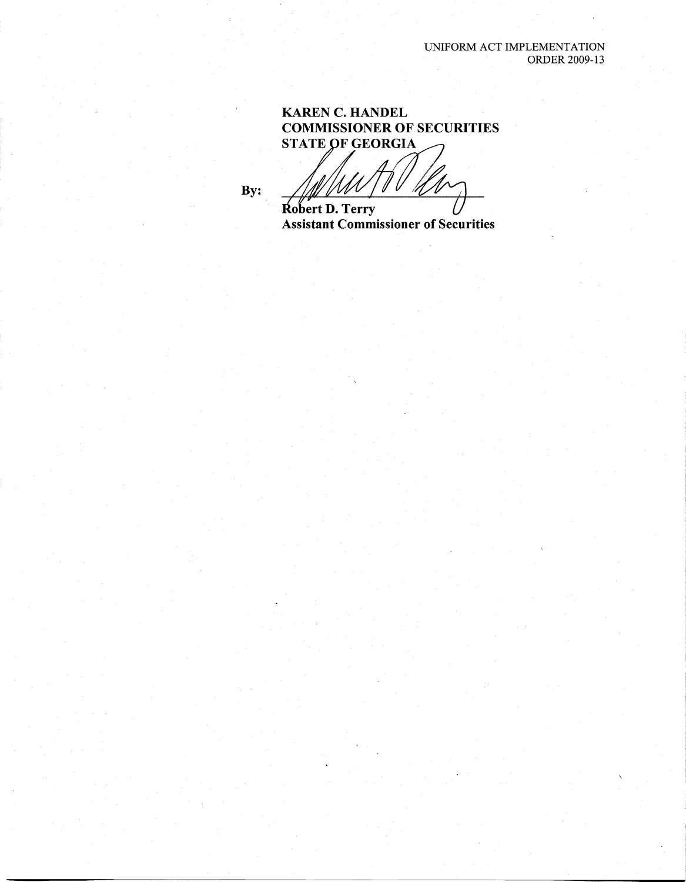**KAREN C. HANDEL**
**COMMISSIONER OF SECURITIES**
**STATE OF GEORGIA**

**By:** \_\_\_\_\_\_\_\_\_\_\_\_\_\_\_\_\_\_\_\_\_\_\_\_\_\_\_\_\_\_\_\_\_\_\_\_

**Robert D. Terry**
**Assistant Commissioner of Securities**